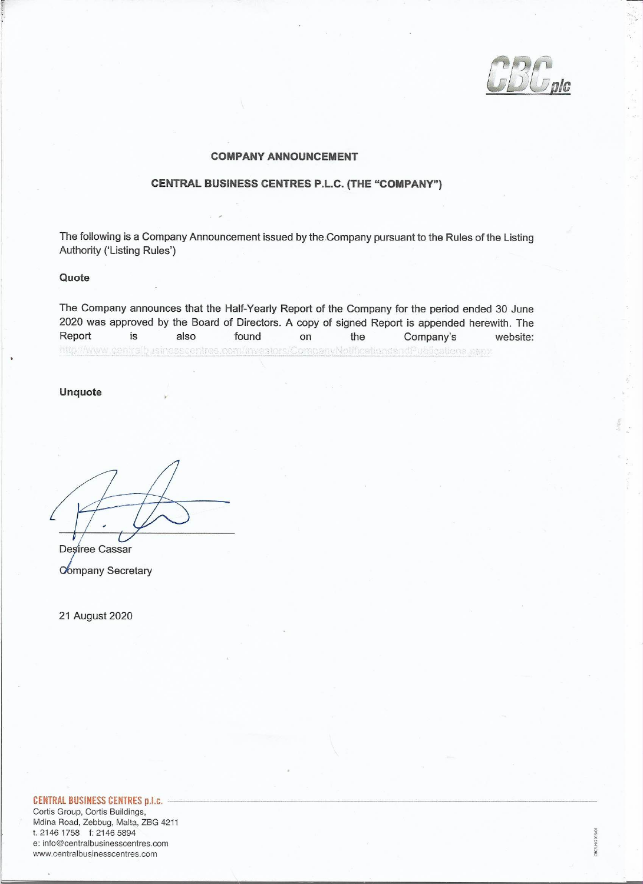CBC plc

**COMPANY ANNOUNCEMENT**

**CENTRAL BUSINESS CENTRES P.L.C. (THE "COMPANY")**

The following is a Company Announcement issued by the Company pursuant to the Rules of the Listing Authority ('Listing Rules')

**Quote**

The Company announces that the Half-Yearly Report of the Company for the period ended 30 June 2020 was approved by the Board of Directors. A copy of signed Report is appended herewith. The Report is also found on the Company's website: http://www.centralbusinesscentres.com/Investors/CompanyNotificationsandPublications.aspx

**Unquote**

Desiree Cassar

Company Secretary

21 August 2020

CENTRAL BUSINESS CENTRES p.l.c.
Cortis Group, Cortis Buildings,
Mdina Road, Zebbug, Malta, ZBG 4211
t. 2146 1758 f: 2146 5894
e: info@centralbusinesscentres.com
www.centralbusinesscentres.com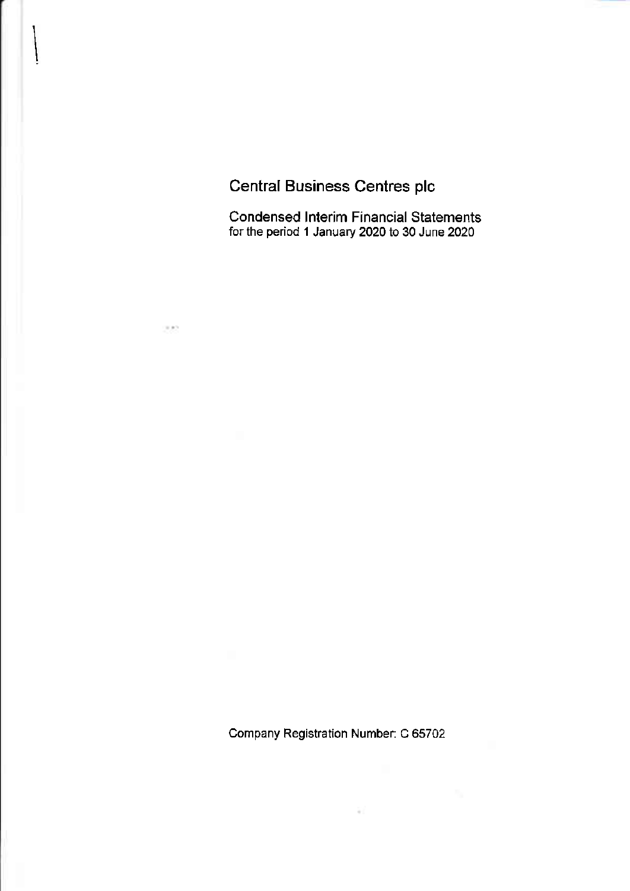# Central Business Centres plc

Condensed Interim Financial Statements
for the period 1 January 2020 to 30 June 2020

Company Registration Number: C 65702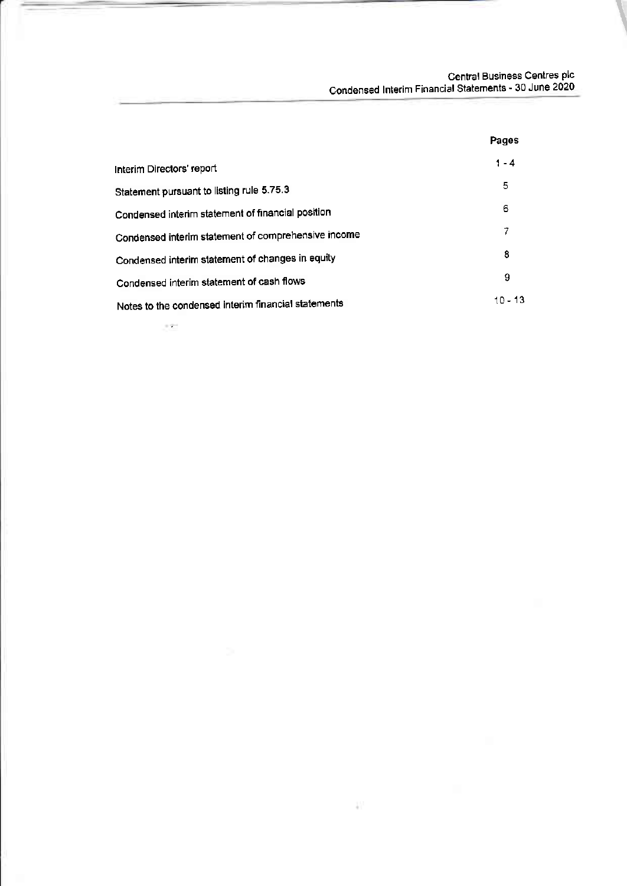| | Pages |
|---|---|
| Interim Directors' report | 1 - 4 |
| Statement pursuant to listing rule 5.75.3 | 5 |
| Condensed interim statement of financial position | 6 |
| Condensed interim statement of comprehensive income | 7 |
| Condensed interim statement of changes in equity | 8 |
| Condensed interim statement of cash flows | 9 |
| Notes to the condensed interim financial statements | 10 - 13 |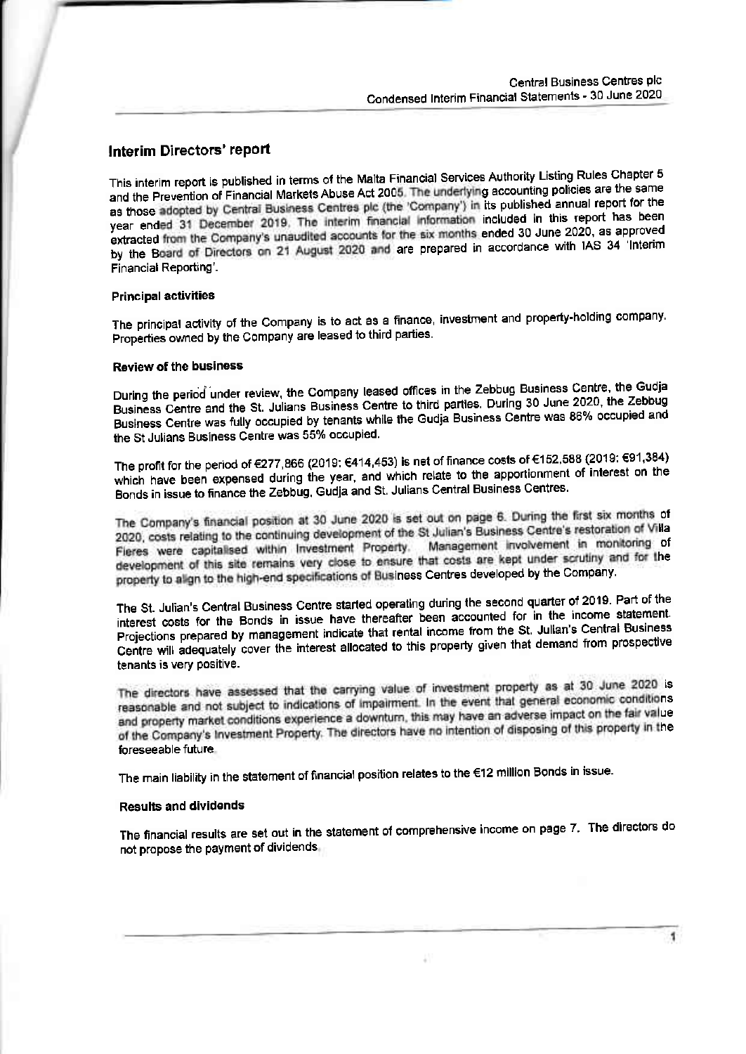## Interim Directors' report

This interim report is published in terms of the Malta Financial Services Authority Listing Rules Chapter 5 and the Prevention of Financial Markets Abuse Act 2005. The underlying accounting policies are the same as those adopted by Central Business Centres plc (the 'Company') in its published annual report for the year ended 31 December 2019. The interim financial information included in this report has been extracted from the Company's unaudited accounts for the six months ended 30 June 2020, as approved by the Board of Directors on 21 August 2020 and are prepared in accordance with IAS 34 'Interim Financial Reporting'.

### Principal activities

The principal activity of the Company is to act as a finance, investment and property-holding company. Properties owned by the Company are leased to third parties.

### Review of the business

During the period under review, the Company leased offices in the Zebbug Business Centre, the Gudja Business Centre and the St. Julians Business Centre to third parties. During 30 June 2020, the Zebbug Business Centre was fully occupied by tenants while the Gudja Business Centre was 86% occupied and the St Julians Business Centre was 55% occupied.

The profit for the period of €277,866 (2019: €414,453) is net of finance costs of €152,588 (2019: €91,384) which have been expensed during the year, and which relate to the apportionment of interest on the Bonds in issue to finance the Zebbug, Gudja and St. Julians Central Business Centres.

The Company's financial position at 30 June 2020 is set out on page 6. During the first six months of 2020, costs relating to the continuing development of the St Julian's Business Centre's restoration of Villa Fieres were capitalised within Investment Property. Management involvement in monitoring of development of this site remains very close to ensure that costs are kept under scrutiny and for the property to align to the high-end specifications of Business Centres developed by the Company.

The St. Julian's Central Business Centre started operating during the second quarter of 2019. Part of the interest costs for the Bonds in issue have thereafter been accounted for in the income statement. Projections prepared by management indicate that rental income from the St. Julian's Central Business Centre will adequately cover the interest allocated to this property given that demand from prospective tenants is very positive.

The directors have assessed that the carrying value of investment property as at 30 June 2020 is reasonable and not subject to indications of impairment. In the event that general economic conditions and property market conditions experience a downturn, this may have an adverse impact on the fair value of the Company's Investment Property. The directors have no intention of disposing of this property in the foreseeable future.

The main liability in the statement of financial position relates to the €12 million Bonds in issue.

### Results and dividends

The financial results are set out in the statement of comprehensive income on page 7. The directors do not propose the payment of dividends.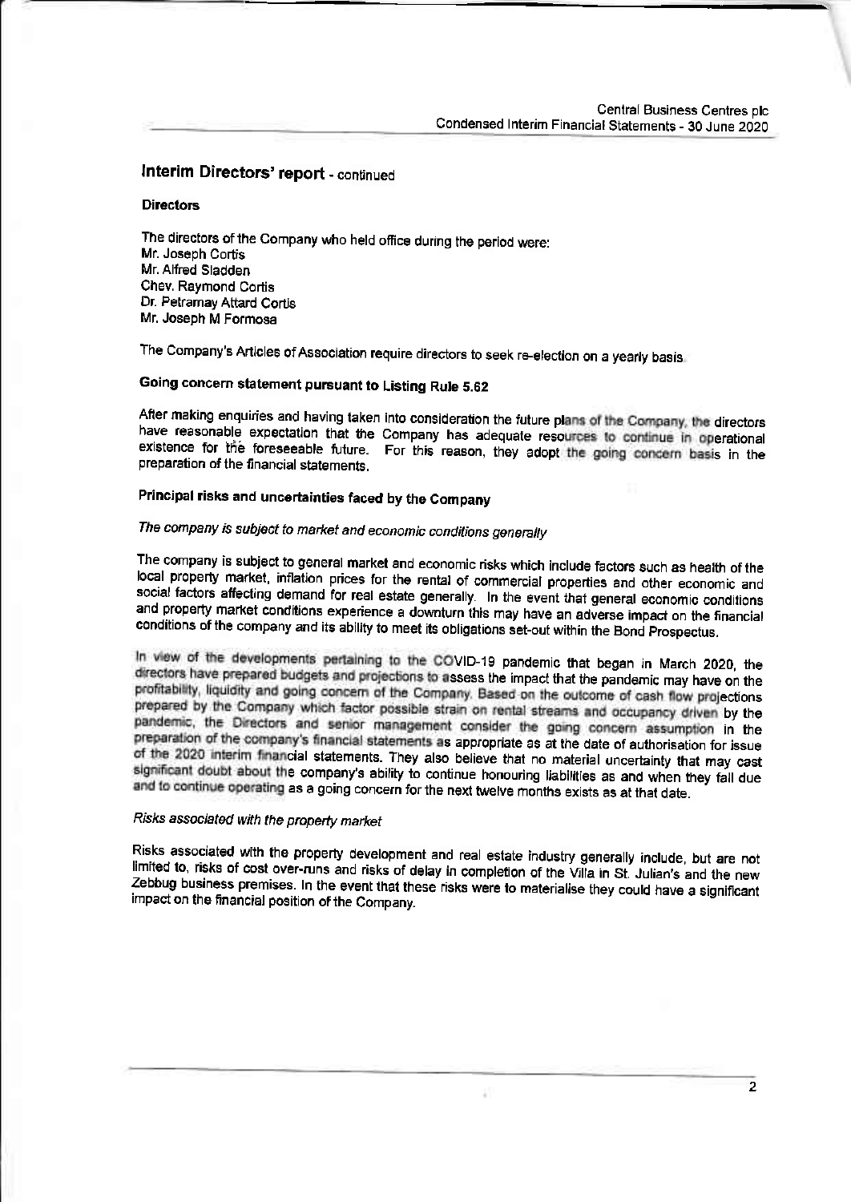## Interim Directors' report - continued

### Directors

The directors of the Company who held office during the period were:
Mr. Joseph Cortis
Mr. Alfred Sladden
Chev. Raymond Cortis
Dr. Petramay Attard Cortis
Mr. Joseph M Formosa

The Company's Articles of Association require directors to seek re-election on a yearly basis.

### Going concern statement pursuant to Listing Rule 5.62

After making enquiries and having taken into consideration the future plans of the Company, the directors have reasonable expectation that the Company has adequate resources to continue in operational existence for the foreseeable future. For this reason, they adopt the going concern basis in the preparation of the financial statements.

### Principal risks and uncertainties faced by the Company

*The company is subject to market and economic conditions generally*

The company is subject to general market and economic risks which include factors such as health of the local property market, inflation prices for the rental of commercial properties and other economic and social factors affecting demand for real estate generally. In the event that general economic conditions and property market conditions experience a downturn this may have an adverse impact on the financial conditions of the company and its ability to meet its obligations set-out within the Bond Prospectus.

In view of the developments pertaining to the COVID-19 pandemic that began in March 2020, the directors have prepared budgets and projections to assess the impact that the pandemic may have on the profitability, liquidity and going concern of the Company. Based on the outcome of cash flow projections prepared by the Company which factor possible strain on rental streams and occupancy driven by the pandemic, the Directors and senior management consider the going concern assumption in the preparation of the company's financial statements as appropriate as at the date of authorisation for issue of the 2020 interim financial statements. They also believe that no material uncertainty that may cast significant doubt about the company's ability to continue honouring liabilities as and when they fall due and to continue operating as a going concern for the next twelve months exists as at that date.

*Risks associated with the property market*

Risks associated with the property development and real estate industry generally include, but are not limited to, risks of cost over-runs and risks of delay in completion of the Villa in St. Julian's and the new Zebbug business premises. In the event that these risks were to materialise they could have a significant impact on the financial position of the Company.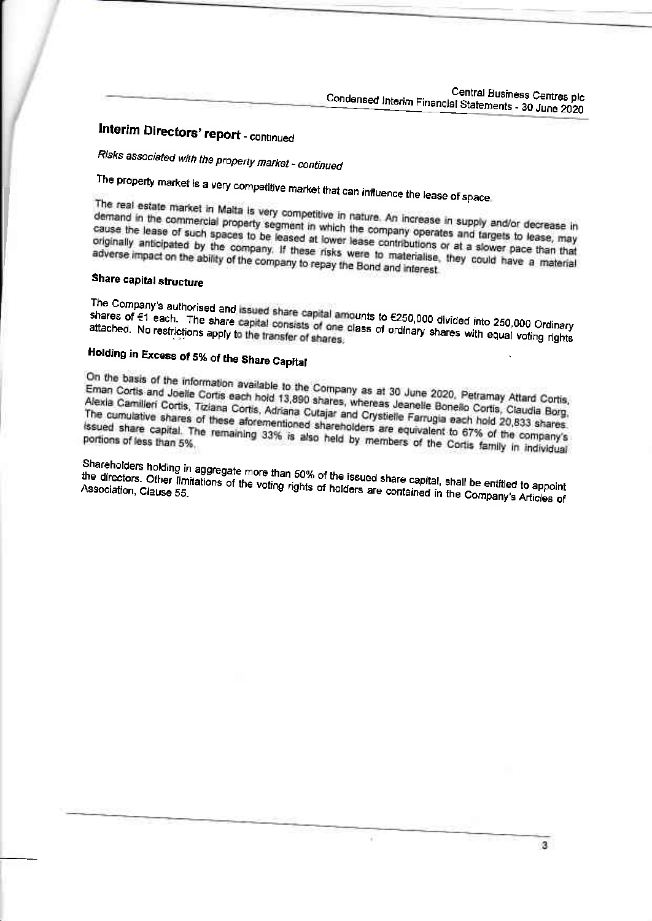# Interim Directors' report - continued

*Risks associated with the property market - continued*

The property market is a very competitive market that can influence the lease of space.

The real estate market in Malta is very competitive in nature. An increase in supply and/or decrease in demand in the commercial property segment in which the company operates and targets to lease, may cause the lease of such spaces to be leased at lower lease contributions or at a slower pace than that originally anticipated by the company. If these risks were to materialise, they could have a material adverse impact on the ability of the company to repay the Bond and interest.

## Share capital structure

The Company's authorised and issued share capital amounts to €250,000 divided into 250,000 Ordinary shares of €1 each. The share capital consists of one class of ordinary shares with equal voting rights attached. No restrictions apply to the transfer of shares.

## Holding in Excess of 5% of the Share Capital

On the basis of the information available to the Company as at 30 June 2020, Petramay Attard Cortis, Eman Cortis and Joelle Cortis each hold 13,890 shares, whereas Jeanelle Bonello Cortis, Claudia Borg, Alexia Camilleri Cortis, Tiziana Cortis, Adriana Cutajar and Crystielle Farrugia each hold 20,833 shares. The cumulative shares of these aforementioned shareholders are equivalent to 67% of the company's issued share capital. The remaining 33% is also held by members of the Cortis family in individual portions of less than 5%.

Shareholders holding in aggregate more than 50% of the issued share capital, shall be entitled to appoint the directors. Other limitations of the voting rights of holders are contained in the Company's Articles of Association, Clause 55.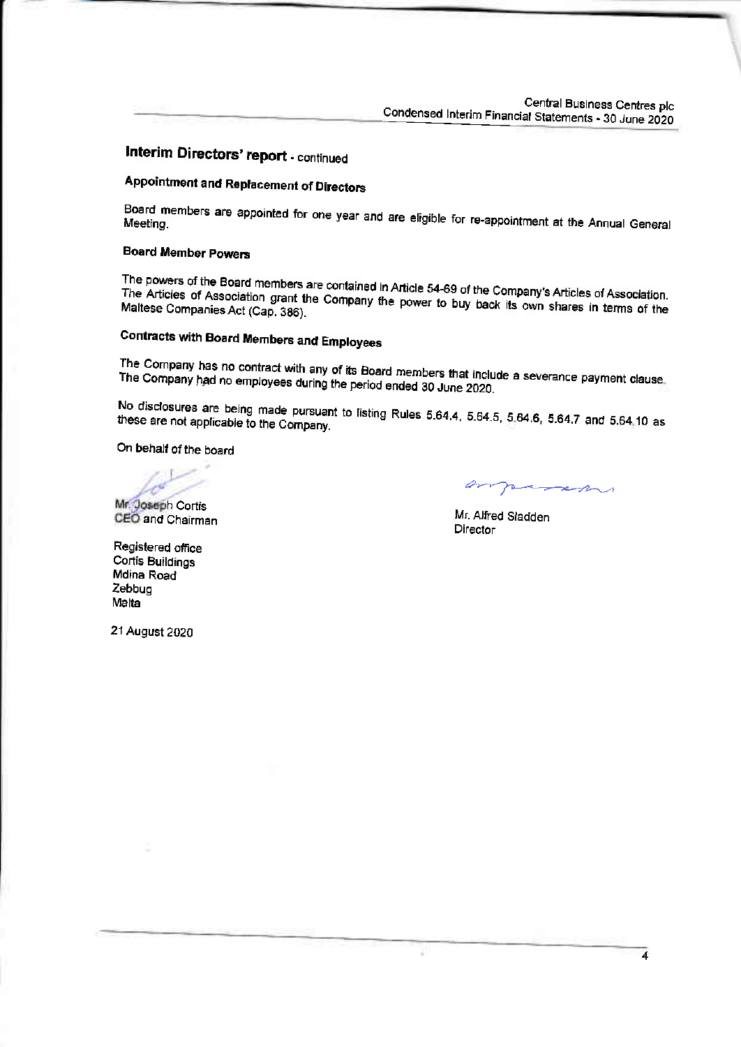## Interim Directors' report - continued

### Appointment and Replacement of Directors

Board members are appointed for one year and are eligible for re-appointment at the Annual General Meeting.

### Board Member Powers

The powers of the Board members are contained in Article 54-69 of the Company's Articles of Association. The Articles of Association grant the Company the power to buy back its own shares in terms of the Maltese Companies Act (Cap. 386).

### Contracts with Board Members and Employees

The Company has no contract with any of its Board members that include a severance payment clause. The Company had no employees during the period ended 30 June 2020.

No disclosures are being made pursuant to listing Rules 5.64.4, 5.64.5, 5.64.6, 5.64.7 and 5.64.10 as these are not applicable to the Company.

On behalf of the board

Mr. Joseph Cortis
CEO and Chairman

Mr. Alfred Sladden
Director

Registered office
Cortis Buildings
Mdina Road
Zebbug
Malta

21 August 2020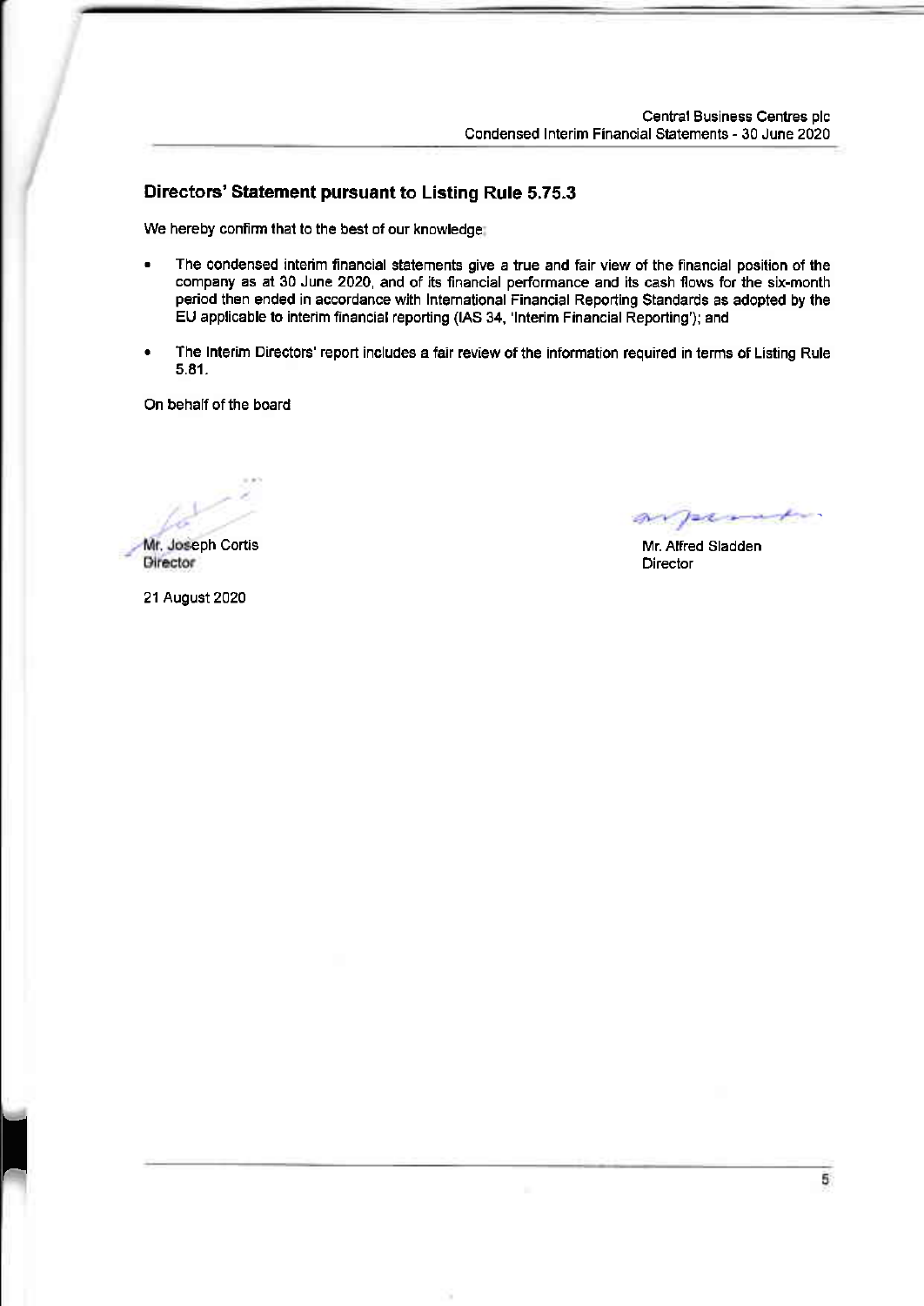## Directors' Statement pursuant to Listing Rule 5.75.3

We hereby confirm that to the best of our knowledge:

- The condensed interim financial statements give a true and fair view of the financial position of the company as at 30 June 2020, and of its financial performance and its cash flows for the six-month period then ended in accordance with International Financial Reporting Standards as adopted by the EU applicable to interim financial reporting (IAS 34, 'Interim Financial Reporting'); and

- The Interim Directors' report includes a fair review of the information required in terms of Listing Rule 5.81.

On behalf of the board

Mr. Joseph Cortis
Director

Mr. Alfred Sladden
Director

21 August 2020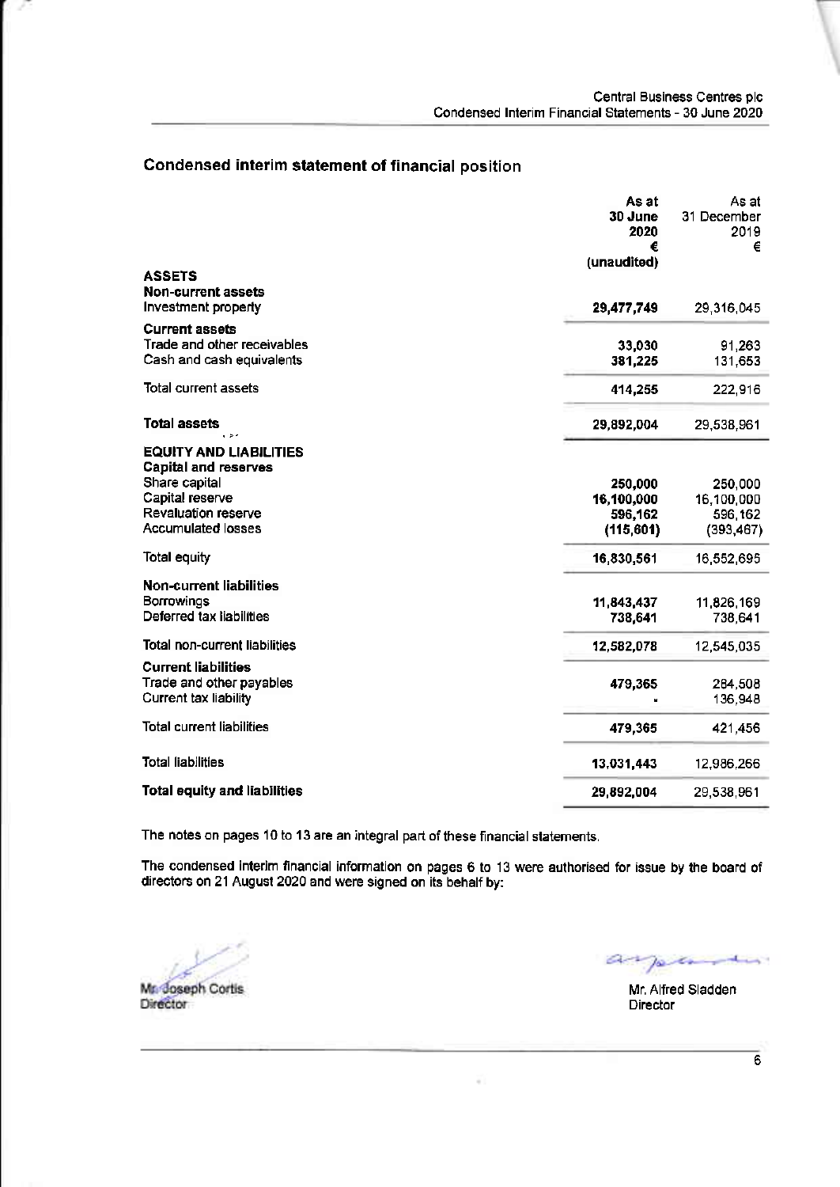## Condensed interim statement of financial position

| | As at 30 June 2020 € (unaudited) | As at 31 December 2019 € |
|---|---|---|
| **ASSETS** | | |
| **Non-current assets** | | |
| Investment property | **29,477,749** | 29,316,045 |
| **Current assets** | | |
| Trade and other receivables | **33,030** | 91,263 |
| Cash and cash equivalents | **381,225** | 131,653 |
| Total current assets | **414,255** | 222,916 |
| **Total assets** | **29,892,004** | 29,538,961 |
| **EQUITY AND LIABILITIES** | | |
| **Capital and reserves** | | |
| Share capital | **250,000** | 250,000 |
| Capital reserve | **16,100,000** | 16,100,000 |
| Revaluation reserve | **596,162** | 596,162 |
| Accumulated losses | **(115,601)** | (393,467) |
| Total equity | **16,830,561** | 16,552,695 |
| **Non-current liabilities** | | |
| Borrowings | **11,843,437** | 11,826,169 |
| Deferred tax liabilities | **738,641** | 738,641 |
| Total non-current liabilities | **12,582,078** | 12,545,035 |
| **Current liabilities** | | |
| Trade and other payables | **479,365** | 284,508 |
| Current tax liability | **-** | 136,948 |
| Total current liabilities | **479,365** | 421,456 |
| Total liabilities | **13,031,443** | 12,986,266 |
| **Total equity and liabilities** | **29,892,004** | 29,538,961 |

The notes on pages 10 to 13 are an integral part of these financial statements.

The condensed interim financial information on pages 6 to 13 were authorised for issue by the board of directors on 21 August 2020 and were signed on its behalf by:

Mr. Joseph Cortis
Director

Mr. Alfred Sladden
Director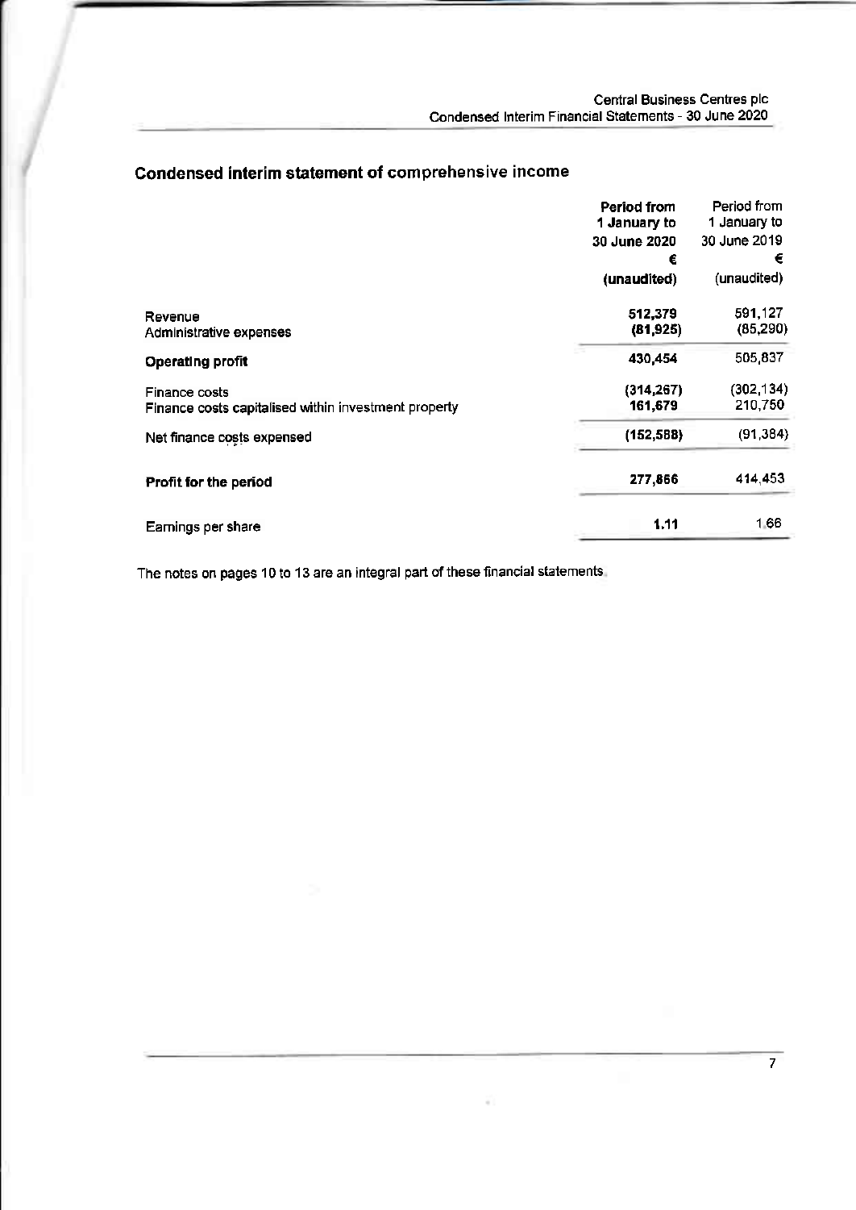## Condensed interim statement of comprehensive income

| | Period from 1 January to 30 June 2020 € (unaudited) | Period from 1 January to 30 June 2019 € (unaudited) |
|---|---|---|
| Revenue | **512,379** | 591,127 |
| Administrative expenses | **(81,925)** | (85,290) |
| **Operating profit** | **430,454** | 505,837 |
| Finance costs | **(314,267)** | (302,134) |
| Finance costs capitalised within investment property | **161,679** | 210,750 |
| Net finance costs expensed | **(152,588)** | (91,384) |
| **Profit for the period** | **277,866** | 414,453 |
| Earnings per share | **1.11** | 1.66 |

The notes on pages 10 to 13 are an integral part of these financial statements.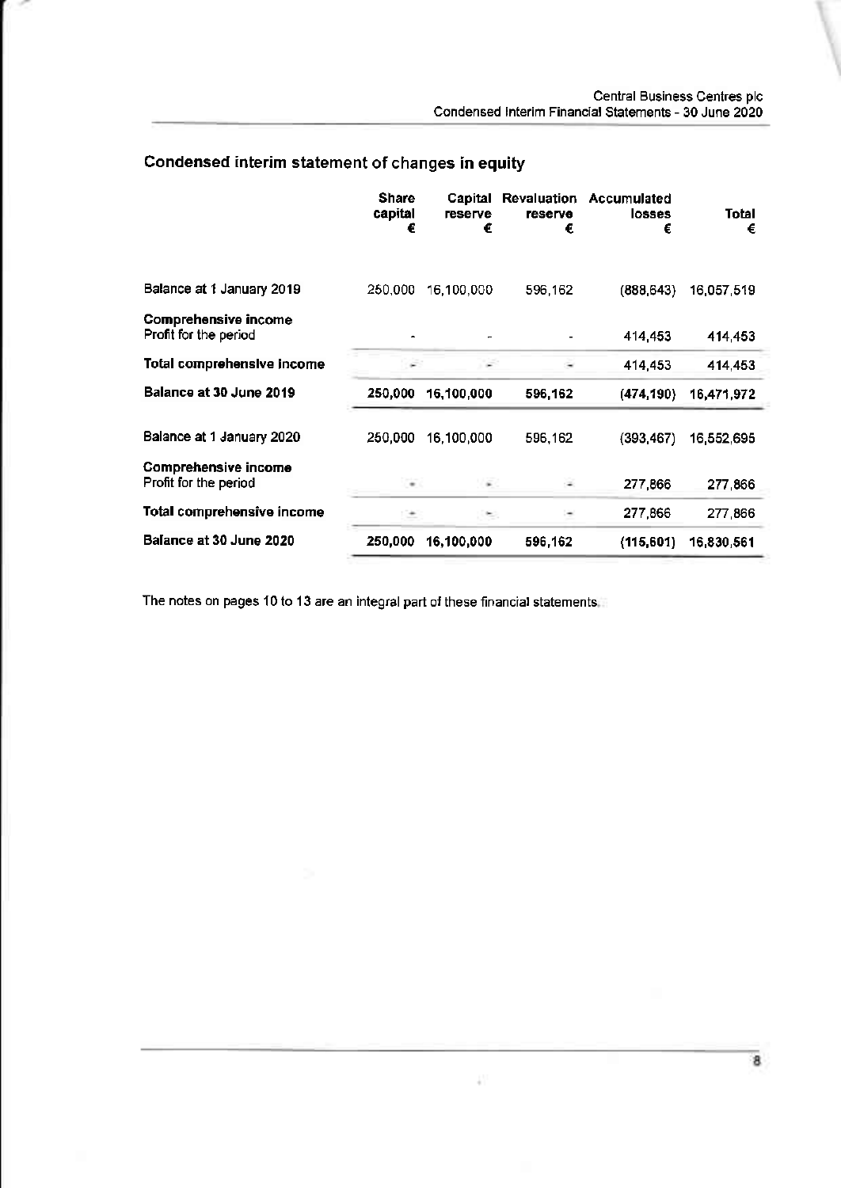## Condensed interim statement of changes in equity

| | Share capital € | Capital reserve € | Revaluation reserve € | Accumulated losses € | Total € |
|---|---|---|---|---|---|
| Balance at 1 January 2019 | 250,000 | 16,100,000 | 596,162 | (888,643) | 16,057,519 |
| **Comprehensive income** | | | | | |
| Profit for the period | - | - | - | 414,453 | 414,453 |
| **Total comprehensive income** | - | - | - | 414,453 | 414,453 |
| **Balance at 30 June 2019** | **250,000** | **16,100,000** | **596,162** | **(474,190)** | **16,471,972** |
| Balance at 1 January 2020 | 250,000 | 16,100,000 | 596,162 | (393,467) | 16,552,695 |
| **Comprehensive income** | | | | | |
| Profit for the period | - | - | - | 277,866 | 277,866 |
| **Total comprehensive income** | - | - | - | 277,866 | 277,866 |
| **Balance at 30 June 2020** | **250,000** | **16,100,000** | **596,162** | **(115,601)** | **16,830,561** |

The notes on pages 10 to 13 are an integral part of these financial statements.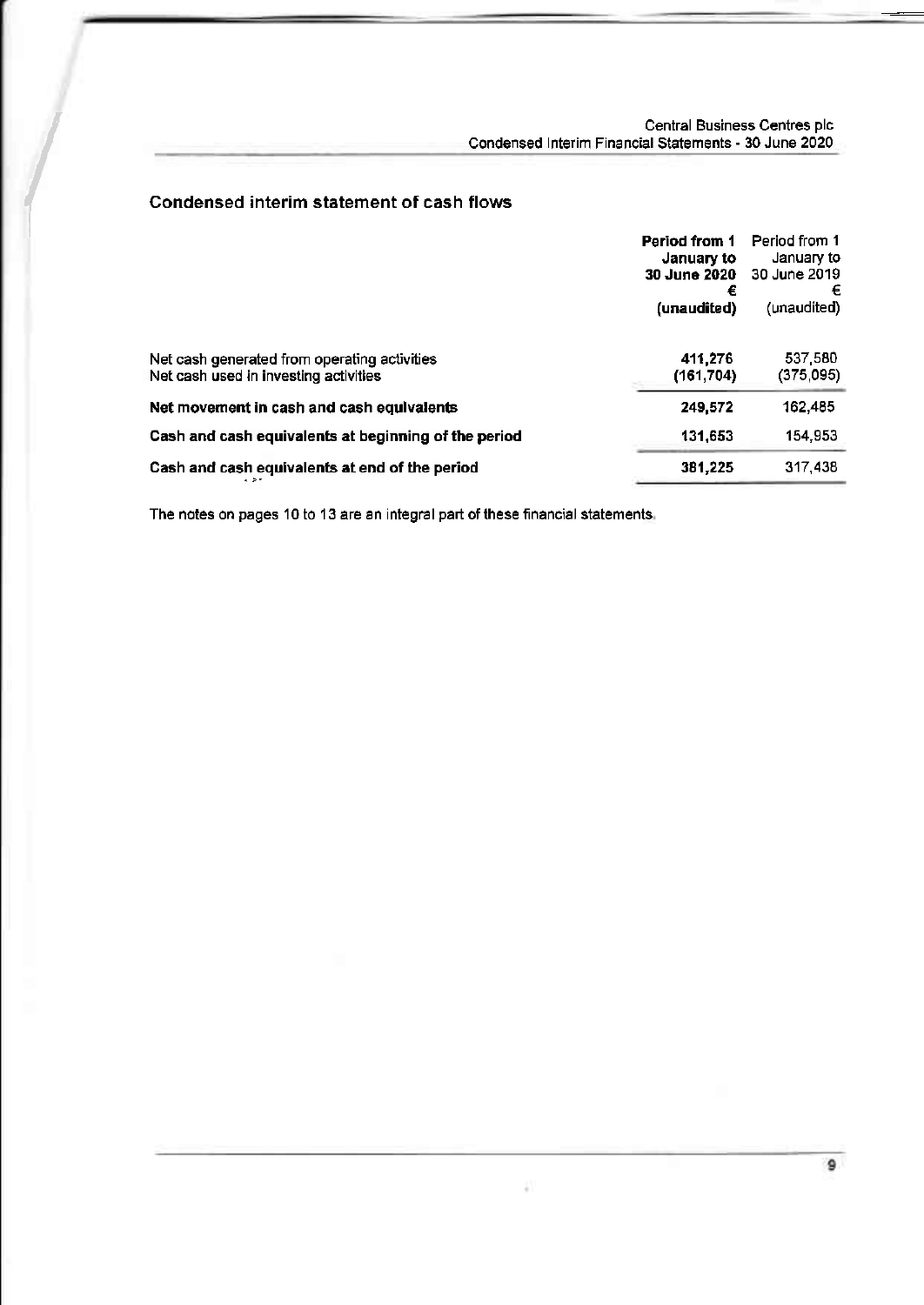## Condensed interim statement of cash flows

| | **Period from 1 January to 30 June 2020** | Period from 1 January to 30 June 2019 |
|---|---|---|
| | **€** | € |
| | **(unaudited)** | (unaudited) |
| Net cash generated from operating activities | **411,276** | 537,580 |
| Net cash used in investing activities | **(161,704)** | (375,095) |
| **Net movement in cash and cash equivalents** | **249,572** | 162,485 |
| **Cash and cash equivalents at beginning of the period** | **131,653** | 154,953 |
| **Cash and cash equivalents at end of the period** | **381,225** | 317,438 |

The notes on pages 10 to 13 are an integral part of these financial statements.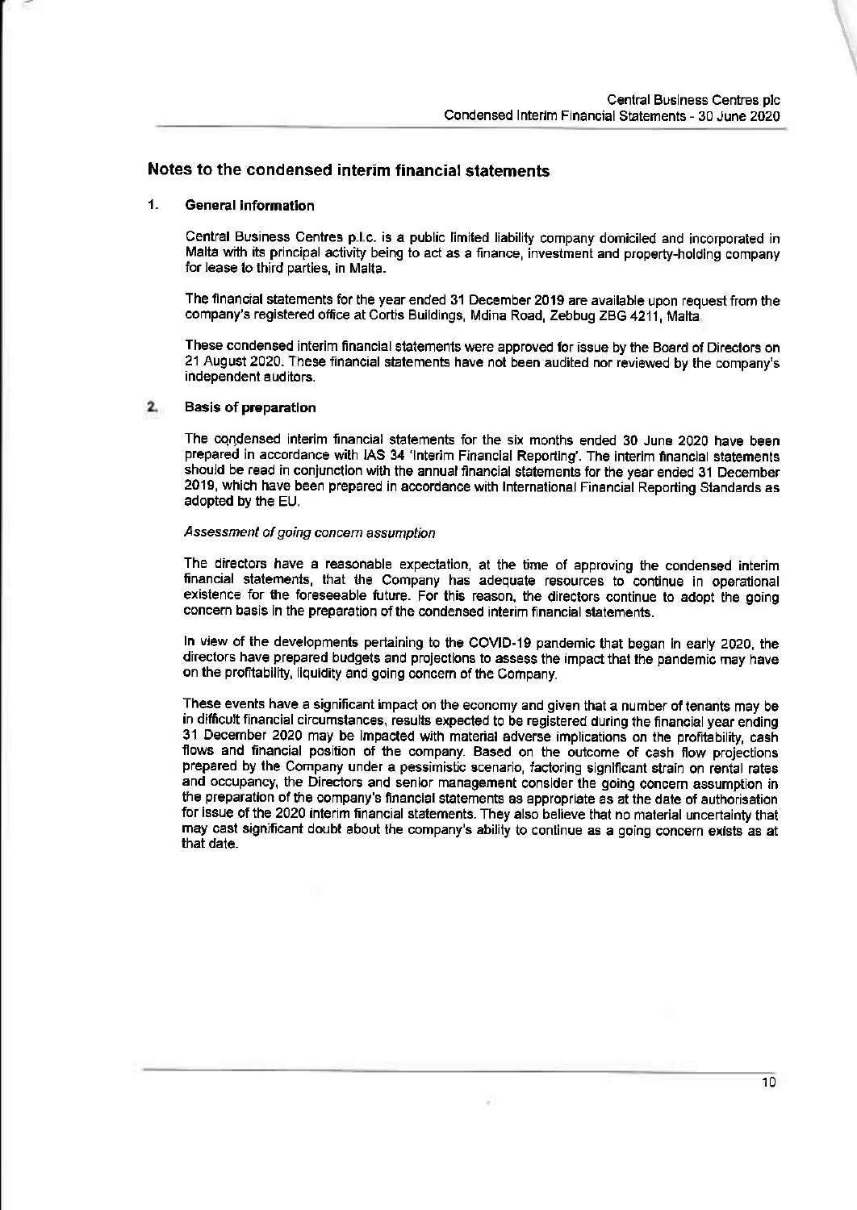## Notes to the condensed interim financial statements

### 1. General information

Central Business Centres p.l.c. is a public limited liability company domiciled and incorporated in Malta with its principal activity being to act as a finance, investment and property-holding company for lease to third parties, in Malta.

The financial statements for the year ended 31 December 2019 are available upon request from the company's registered office at Cortis Buildings, Mdina Road, Zebbug ZBG 4211, Malta.

These condensed interim financial statements were approved for issue by the Board of Directors on 21 August 2020. These financial statements have not been audited nor reviewed by the company's independent auditors.

### 2. Basis of preparation

The condensed interim financial statements for the six months ended 30 June 2020 have been prepared in accordance with IAS 34 'Interim Financial Reporting'. The interim financial statements should be read in conjunction with the annual financial statements for the year ended 31 December 2019, which have been prepared in accordance with International Financial Reporting Standards as adopted by the EU.

*Assessment of going concern assumption*

The directors have a reasonable expectation, at the time of approving the condensed interim financial statements, that the Company has adequate resources to continue in operational existence for the foreseeable future. For this reason, the directors continue to adopt the going concern basis in the preparation of the condensed interim financial statements.

In view of the developments pertaining to the COVID-19 pandemic that began in early 2020, the directors have prepared budgets and projections to assess the impact that the pandemic may have on the profitability, liquidity and going concern of the Company.

These events have a significant impact on the economy and given that a number of tenants may be in difficult financial circumstances, results expected to be registered during the financial year ending 31 December 2020 may be impacted with material adverse implications on the profitability, cash flows and financial position of the company. Based on the outcome of cash flow projections prepared by the Company under a pessimistic scenario, factoring significant strain on rental rates and occupancy, the Directors and senior management consider the going concern assumption in the preparation of the company's financial statements as appropriate as at the date of authorisation for issue of the 2020 interim financial statements. They also believe that no material uncertainty that may cast significant doubt about the company's ability to continue as a going concern exists as at that date.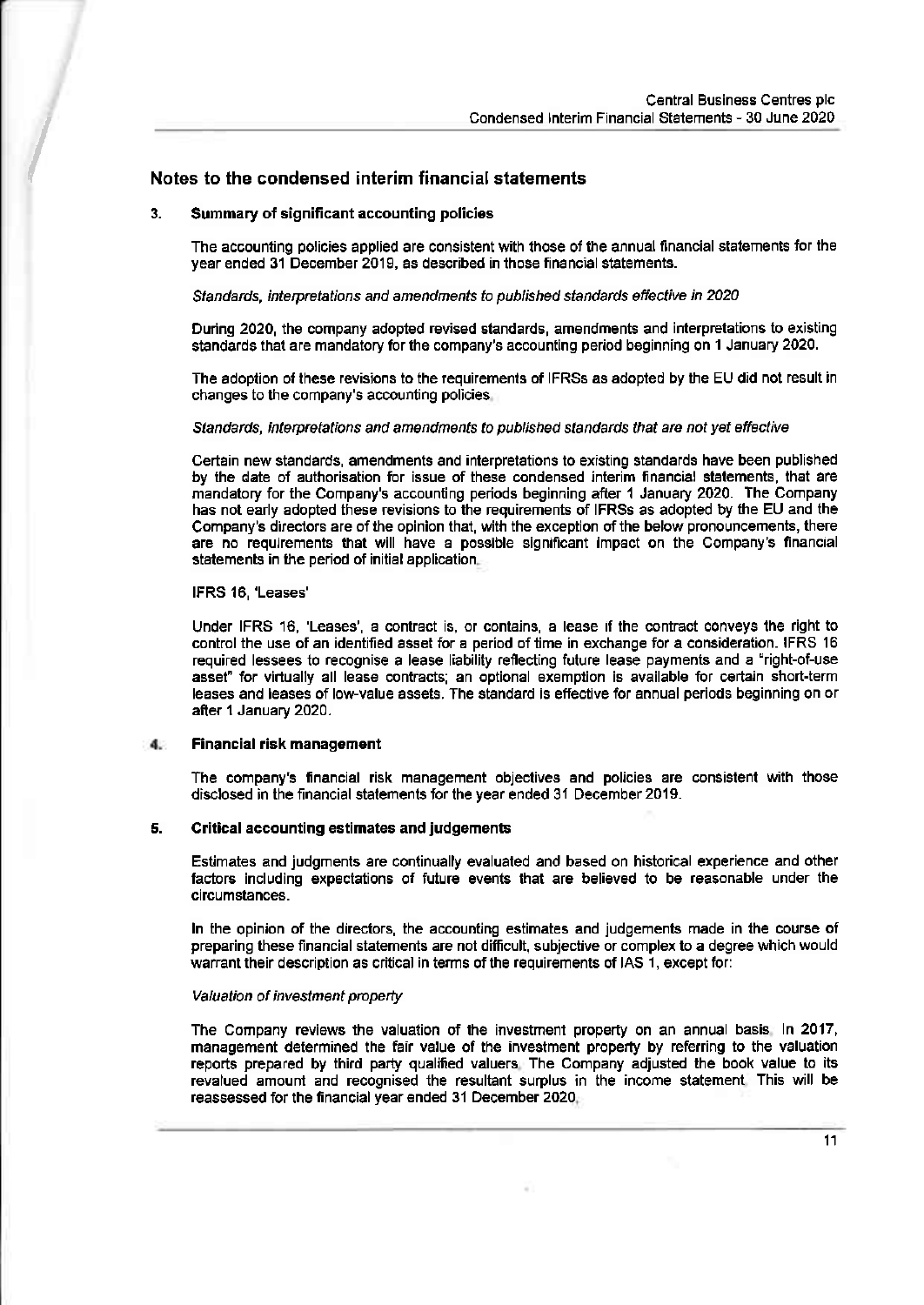## Notes to the condensed interim financial statements

### 3. Summary of significant accounting policies

The accounting policies applied are consistent with those of the annual financial statements for the year ended 31 December 2019, as described in those financial statements.

*Standards, interpretations and amendments to published standards effective in 2020*

During 2020, the company adopted revised standards, amendments and interpretations to existing standards that are mandatory for the company's accounting period beginning on 1 January 2020.

The adoption of these revisions to the requirements of IFRSs as adopted by the EU did not result in changes to the company's accounting policies.

*Standards, interpretations and amendments to published standards that are not yet effective*

Certain new standards, amendments and interpretations to existing standards have been published by the date of authorisation for issue of these condensed interim financial statements, that are mandatory for the Company's accounting periods beginning after 1 January 2020. The Company has not early adopted these revisions to the requirements of IFRSs as adopted by the EU and the Company's directors are of the opinion that, with the exception of the below pronouncements, there are no requirements that will have a possible significant impact on the Company's financial statements in the period of initial application.

**IFRS 16, 'Leases'**

Under IFRS 16, 'Leases', a contract is, or contains, a lease if the contract conveys the right to control the use of an identified asset for a period of time in exchange for a consideration. IFRS 16 required lessees to recognise a lease liability reflecting future lease payments and a "right-of-use asset" for virtually all lease contracts; an optional exemption is available for certain short-term leases and leases of low-value assets. The standard is effective for annual periods beginning on or after 1 January 2020.

### 4. Financial risk management

The company's financial risk management objectives and policies are consistent with those disclosed in the financial statements for the year ended 31 December 2019.

### 5. Critical accounting estimates and judgements

Estimates and judgments are continually evaluated and based on historical experience and other factors including expectations of future events that are believed to be reasonable under the circumstances.

In the opinion of the directors, the accounting estimates and judgements made in the course of preparing these financial statements are not difficult, subjective or complex to a degree which would warrant their description as critical in terms of the requirements of IAS 1, except for:

*Valuation of investment property*

The Company reviews the valuation of the investment property on an annual basis. In 2017, management determined the fair value of the investment property by referring to the valuation reports prepared by third party qualified valuers. The Company adjusted the book value to its revalued amount and recognised the resultant surplus in the income statement. This will be reassessed for the financial year ended 31 December 2020.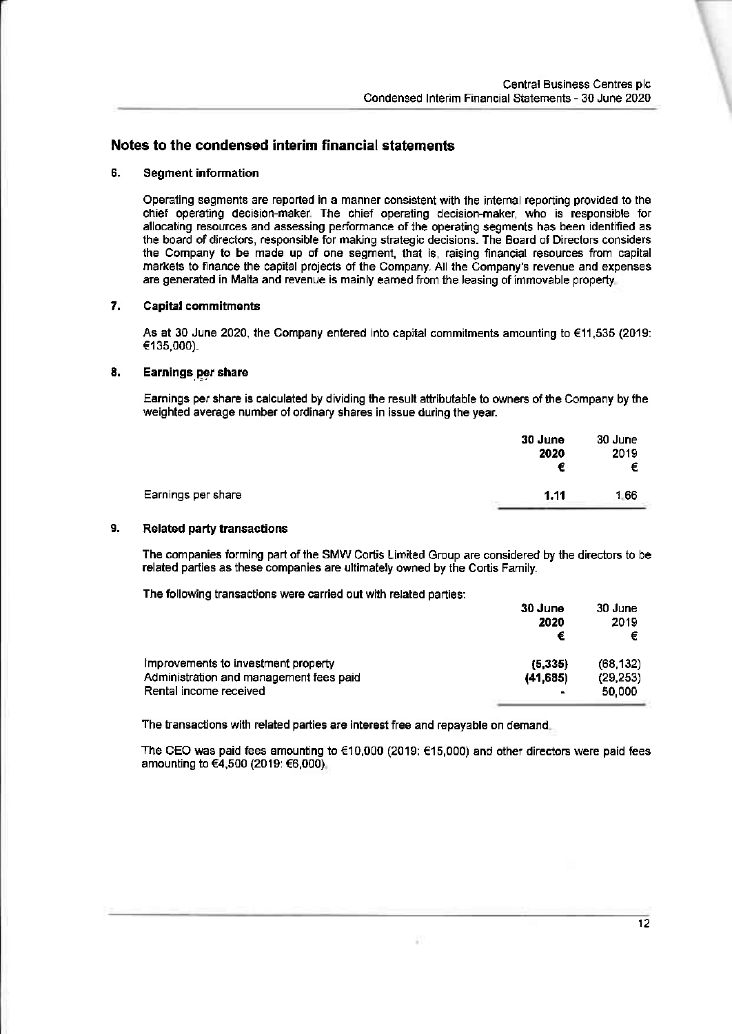## Notes to the condensed interim financial statements

### 6. Segment information

Operating segments are reported in a manner consistent with the internal reporting provided to the chief operating decision-maker. The chief operating decision-maker, who is responsible for allocating resources and assessing performance of the operating segments has been identified as the board of directors, responsible for making strategic decisions. The Board of Directors considers the Company to be made up of one segment, that is, raising financial resources from capital markets to finance the capital projects of the Company. All the Company's revenue and expenses are generated in Malta and revenue is mainly earned from the leasing of immovable property.

### 7. Capital commitments

As at 30 June 2020, the Company entered into capital commitments amounting to €11,535 (2019: €135,000).

### 8. Earnings per share

Earnings per share is calculated by dividing the result attributable to owners of the Company by the weighted average number of ordinary shares in issue during the year.

| | **30 June 2020 €** | 30 June 2019 € |
|---|---|---|
| Earnings per share | **1.11** | 1.66 |

### 9. Related party transactions

The companies forming part of the SMW Cortis Limited Group are considered by the directors to be related parties as these companies are ultimately owned by the Cortis Family.

The following transactions were carried out with related parties:

| | **30 June 2020 €** | 30 June 2019 € |
|---|---|---|
| Improvements to investment property | **(5,335)** | (68,132) |
| Administration and management fees paid | **(41,685)** | (29,253) |
| Rental income received | **-** | 50,000 |

The transactions with related parties are interest free and repayable on demand.

The CEO was paid fees amounting to €10,000 (2019: €15,000) and other directors were paid fees amounting to €4,500 (2019: €6,000).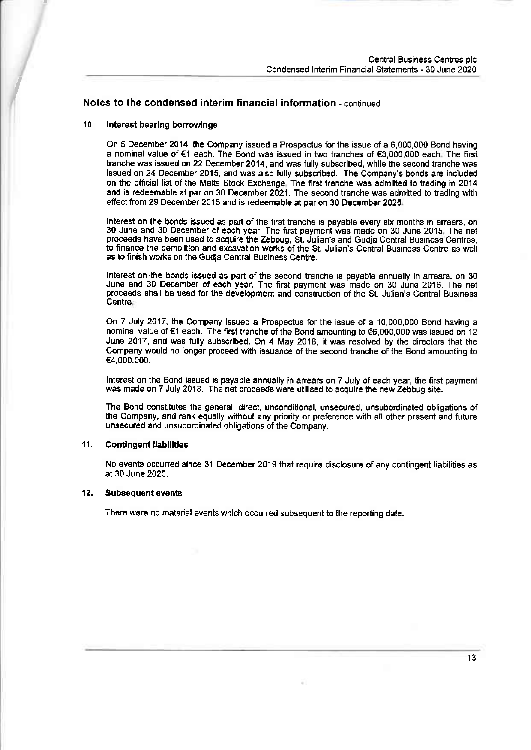## Notes to the condensed interim financial information - continued

### 10. Interest bearing borrowings

On 5 December 2014, the Company issued a Prospectus for the issue of a 6,000,000 Bond having a nominal value of €1 each. The Bond was issued in two tranches of €3,000,000 each. The first tranche was issued on 22 December 2014, and was fully subscribed, while the second tranche was issued on 24 December 2015, and was also fully subscribed. The Company's bonds are included on the official list of the Malta Stock Exchange. The first tranche was admitted to trading in 2014 and is redeemable at par on 30 December 2021. The second tranche was admitted to trading with effect from 29 December 2015 and is redeemable at par on 30 December 2025.

Interest on the bonds issued as part of the first tranche is payable every six months in arrears, on 30 June and 30 December of each year. The first payment was made on 30 June 2015. The net proceeds have been used to acquire the Zebbug, St. Julian's and Gudja Central Business Centres, to finance the demolition and excavation works of the St. Julian's Central Business Centre as well as to finish works on the Gudja Central Business Centre.

Interest on the bonds issued as part of the second tranche is payable annually in arrears, on 30 June and 30 December of each year. The first payment was made on 30 June 2016. The net proceeds shall be used for the development and construction of the St. Julian's Central Business Centre.

On 7 July 2017, the Company issued a Prospectus for the issue of a 10,000,000 Bond having a nominal value of €1 each. The first tranche of the Bond amounting to €6,000,000 was issued on 12 June 2017, and was fully subscribed. On 4 May 2018, it was resolved by the directors that the Company would no longer proceed with issuance of the second tranche of the Bond amounting to €4,000,000.

Interest on the Bond issued is payable annually in arrears on 7 July of each year, the first payment was made on 7 July 2018. The net proceeds were utilised to acquire the new Zebbug site.

The Bond constitutes the general, direct, unconditional, unsecured, unsubordinated obligations of the Company, and rank equally without any priority or preference with all other present and future unsecured and unsubordinated obligations of the Company.

### 11. Contingent liabilities

No events occurred since 31 December 2019 that require disclosure of any contingent liabilities as at 30 June 2020.

### 12. Subsequent events

There were no material events which occurred subsequent to the reporting date.